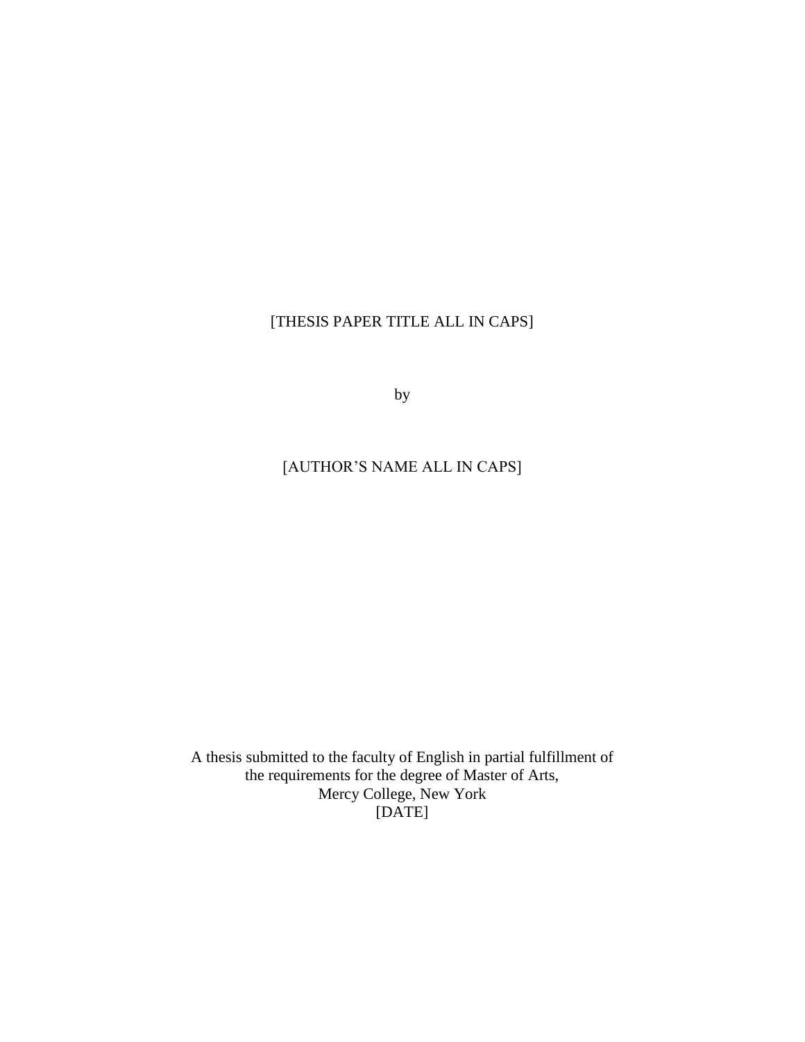[THESIS PAPER TITLE ALL IN CAPS]

by

[AUTHOR'S NAME ALL IN CAPS]

A thesis submitted to the faculty of English in partial fulfillment of
the requirements for the degree of Master of Arts,
Mercy College, New York
[DATE]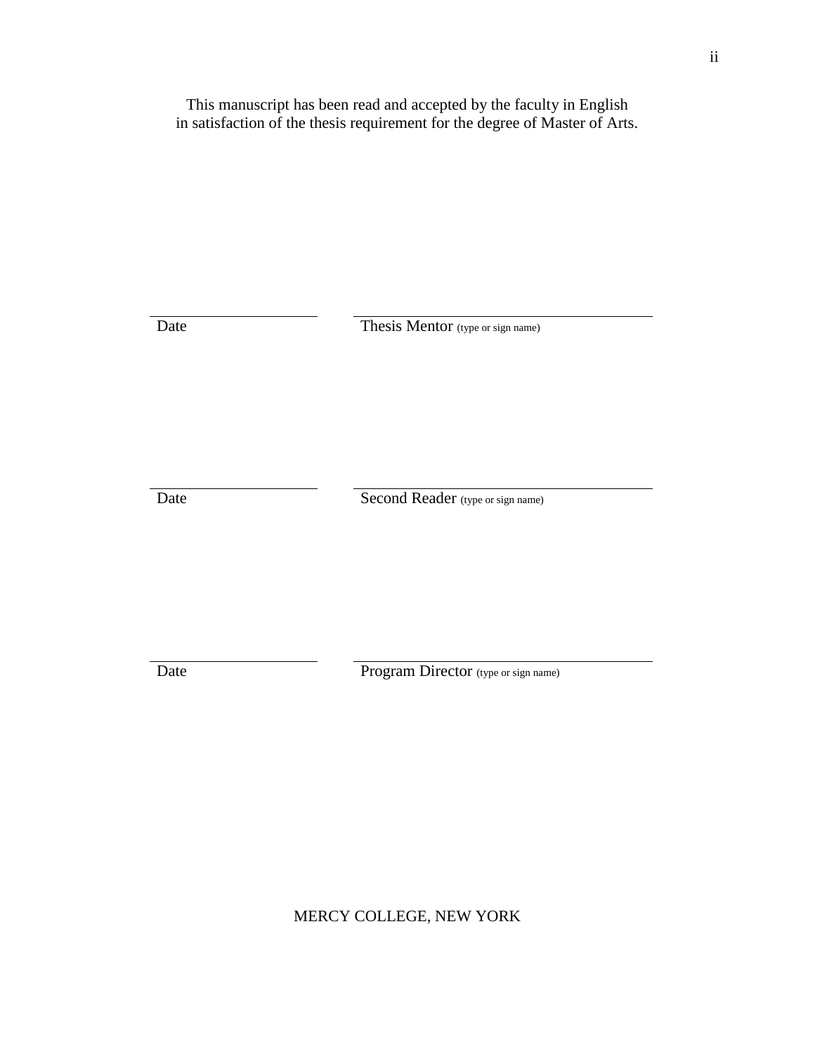This manuscript has been read and accepted by the faculty in English in satisfaction of the thesis requirement for the degree of Master of Arts.

| ______________________ | ______________________________ |
|---|---|
| Date | Thesis Mentor (type or sign name) |

| ______________________ | ______________________________ |
|---|---|
| Date | Second Reader (type or sign name) |

| ______________________ | ______________________________ |
|---|---|
| Date | Program Director (type or sign name) |

MERCY COLLEGE, NEW YORK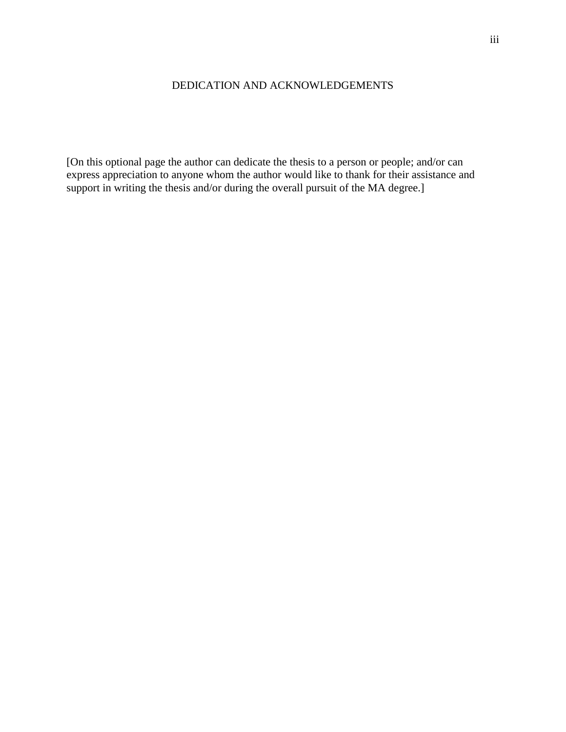# DEDICATION AND ACKNOWLEDGEMENTS

[On this optional page the author can dedicate the thesis to a person or people; and/or can express appreciation to anyone whom the author would like to thank for their assistance and support in writing the thesis and/or during the overall pursuit of the MA degree.]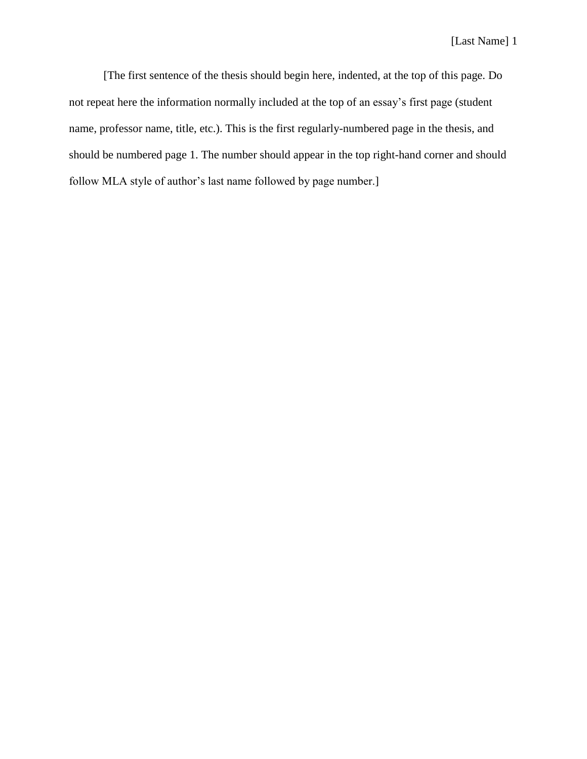[The first sentence of the thesis should begin here, indented, at the top of this page. Do not repeat here the information normally included at the top of an essay's first page (student name, professor name, title, etc.). This is the first regularly-numbered page in the thesis, and should be numbered page 1. The number should appear in the top right-hand corner and should follow MLA style of author's last name followed by page number.]